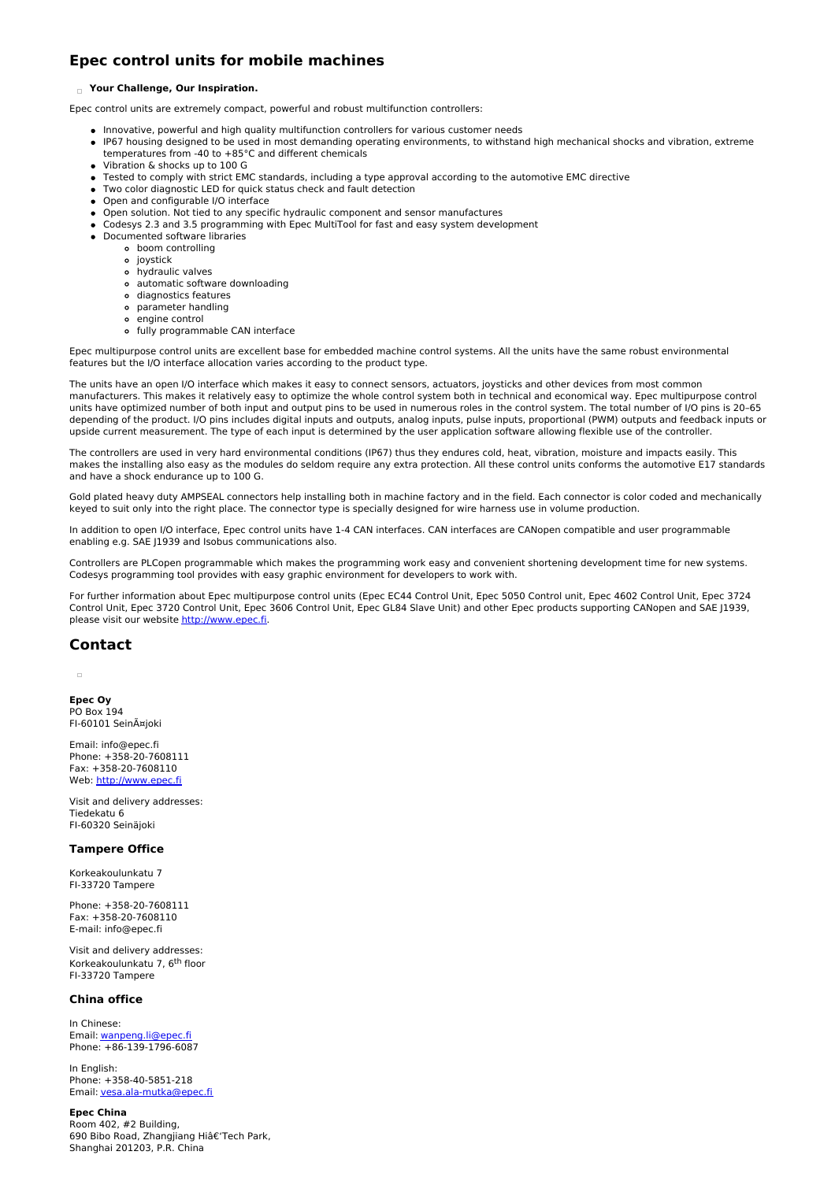# Epec control units for mobile machines

**Your Challenge, Our Inspiration.**

Epec control units are extremely compact, powerful and robust multifunction controllers:

- Innovative, powerful and high quality multifunction controllers for various customer needs
- IP67 housing designed to be used in most demanding operating environments, to withstand high mechanical shocks and vibration, extreme temperatures from -40 to +85°C and different chemicals
- Vibration & shocks up to 100 G
- Tested to comply with strict EMC standards, including a type approval according to the automotive EMC directive
- Two color diagnostic LED for quick status check and fault detection
- Open and configurable I/O interface
- Open solution. Not tied to any specific hydraulic component and sensor manufactures
- Codesys 2.3 and 3.5 programming with Epec MultiTool for fast and easy system development
- Documented software libraries
  - boom controlling
  - joystick
  - hydraulic valves
  - automatic software downloading
  - diagnostics features
  - parameter handling
  - engine control
  - fully programmable CAN interface

Epec multipurpose control units are excellent base for embedded machine control systems. All the units have the same robust environmental features but the I/O interface allocation varies according to the product type.

The units have an open I/O interface which makes it easy to connect sensors, actuators, joysticks and other devices from most common manufacturers. This makes it relatively easy to optimize the whole control system both in technical and economical way. Epec multipurpose control units have optimized number of both input and output pins to be used in numerous roles in the control system. The total number of I/O pins is 20–65 depending of the product. I/O pins includes digital inputs and outputs, analog inputs, pulse inputs, proportional (PWM) outputs and feedback inputs or upside current measurement. The type of each input is determined by the user application software allowing flexible use of the controller.

The controllers are used in very hard environmental conditions (IP67) thus they endures cold, heat, vibration, moisture and impacts easily. This makes the installing also easy as the modules do seldom require any extra protection. All these control units conforms the automotive E17 standards and have a shock endurance up to 100 G.

Gold plated heavy duty AMPSEAL connectors help installing both in machine factory and in the field. Each connector is color coded and mechanically keyed to suit only into the right place. The connector type is specially designed for wire harness use in volume production.

In addition to open I/O interface, Epec control units have 1-4 CAN interfaces. CAN interfaces are CANopen compatible and user programmable enabling e.g. SAE J1939 and Isobus communications also.

Controllers are PLCopen programmable which makes the programming work easy and convenient shortening development time for new systems. Codesys programming tool provides with easy graphic environment for developers to work with.

For further information about Epec multipurpose control units (Epec EC44 Control Unit, Epec 5050 Control unit, Epec 4602 Control Unit, Epec 3724 Control Unit, Epec 3720 Control Unit, Epec 3606 Control Unit, Epec GL84 Slave Unit) and other Epec products supporting CANopen and SAE J1939, please visit our website http://www.epec.fi.

# Contact

**Epec Oy**
PO Box 194
FI-60101 SeinÃ¤joki

Email: info@epec.fi
Phone: +358-20-7608111
Fax: +358-20-7608110
Web: http://www.epec.fi

Visit and delivery addresses:
Tiedekatu 6
FI-60320 Seinäjoki

### Tampere Office

Korkeakoulunkatu 7
FI-33720 Tampere

Phone: +358-20-7608111
Fax: +358-20-7608110
E-mail: info@epec.fi

Visit and delivery addresses:
Korkeakoulunkatu 7, 6th floor
FI-33720 Tampere

### China office

In Chinese:
Email: wanpeng.li@epec.fi
Phone: +86-139-1796-6087

In English:
Phone: +358-40-5851-218
Email: vesa.ala-mutka@epec.fi

**Epec China**
Room 402, #2 Building,
690 Bibo Road, Zhangjiang Hiâ€'Tech Park,
Shanghai 201203, P.R. China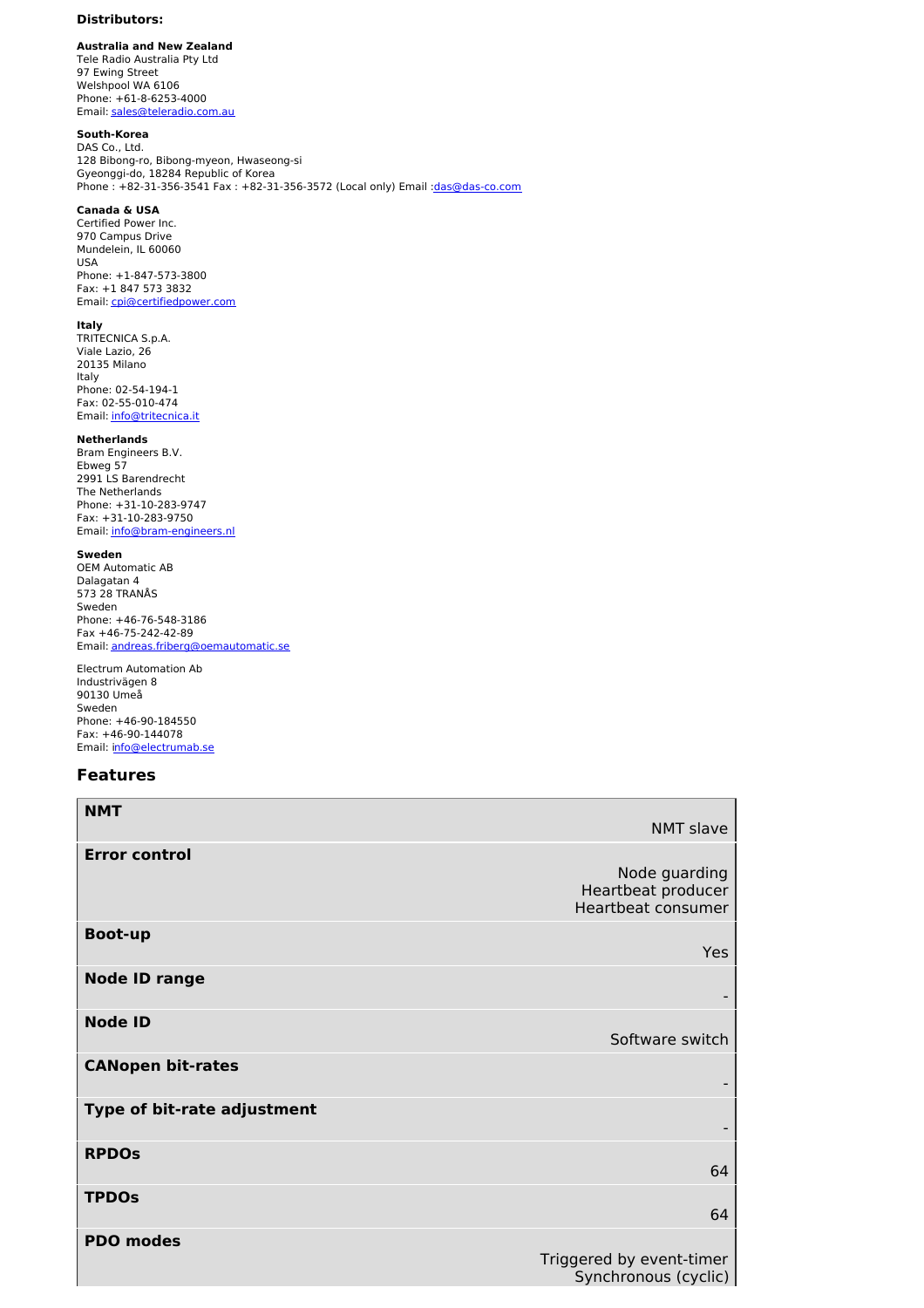**Distributors:**

**Australia and New Zealand**
Tele Radio Australia Pty Ltd
97 Ewing Street
Welshpool WA 6106
Phone: +61-8-6253-4000
Email: sales@teleradio.com.au

**South-Korea**
DAS Co., Ltd.
128 Bibong-ro, Bibong-myeon, Hwaseong-si
Gyeonggi-do, 18284 Republic of Korea
Phone : +82-31-356-3541 Fax : +82-31-356-3572 (Local only) Email :das@das-co.com

**Canada & USA**
Certified Power Inc.
970 Campus Drive
Mundelein, IL 60060
USA
Phone: +1-847-573-3800
Fax: +1 847 573 3832
Email: cpi@certifiedpower.com

**Italy**
TRITECNICA S.p.A.
Viale Lazio, 26
20135 Milano
Italy
Phone: 02-54-194-1
Fax: 02-55-010-474
Email: info@tritecnica.it

**Netherlands**
Bram Engineers B.V.
Ebweg 57
2991 LS Barendrecht
The Netherlands
Phone: +31-10-283-9747
Fax: +31-10-283-9750
Email: info@bram-engineers.nl

**Sweden**
OEM Automatic AB
Dalagatan 4
573 28 TRANÅS
Sweden
Phone: +46-76-548-3186
Fax +46-75-242-42-89
Email: andreas.friberg@oemautomatic.se

Electrum Automation Ab
Industrivägen 8
90130 Umeå
Sweden
Phone: +46-90-184550
Fax: +46-90-144078
Email: info@electrumab.se

## Features

| Feature | Value |
|---|---|
| **NMT** | NMT slave |
| **Error control** | Node guarding<br>Heartbeat producer<br>Heartbeat consumer |
| **Boot-up** | Yes |
| **Node ID range** | - |
| **Node ID** | Software switch |
| **CANopen bit-rates** | - |
| **Type of bit-rate adjustment** | - |
| **RPDOs** | 64 |
| **TPDOs** | 64 |
| **PDO modes** | Triggered by event-timer<br>Synchronous (cyclic) |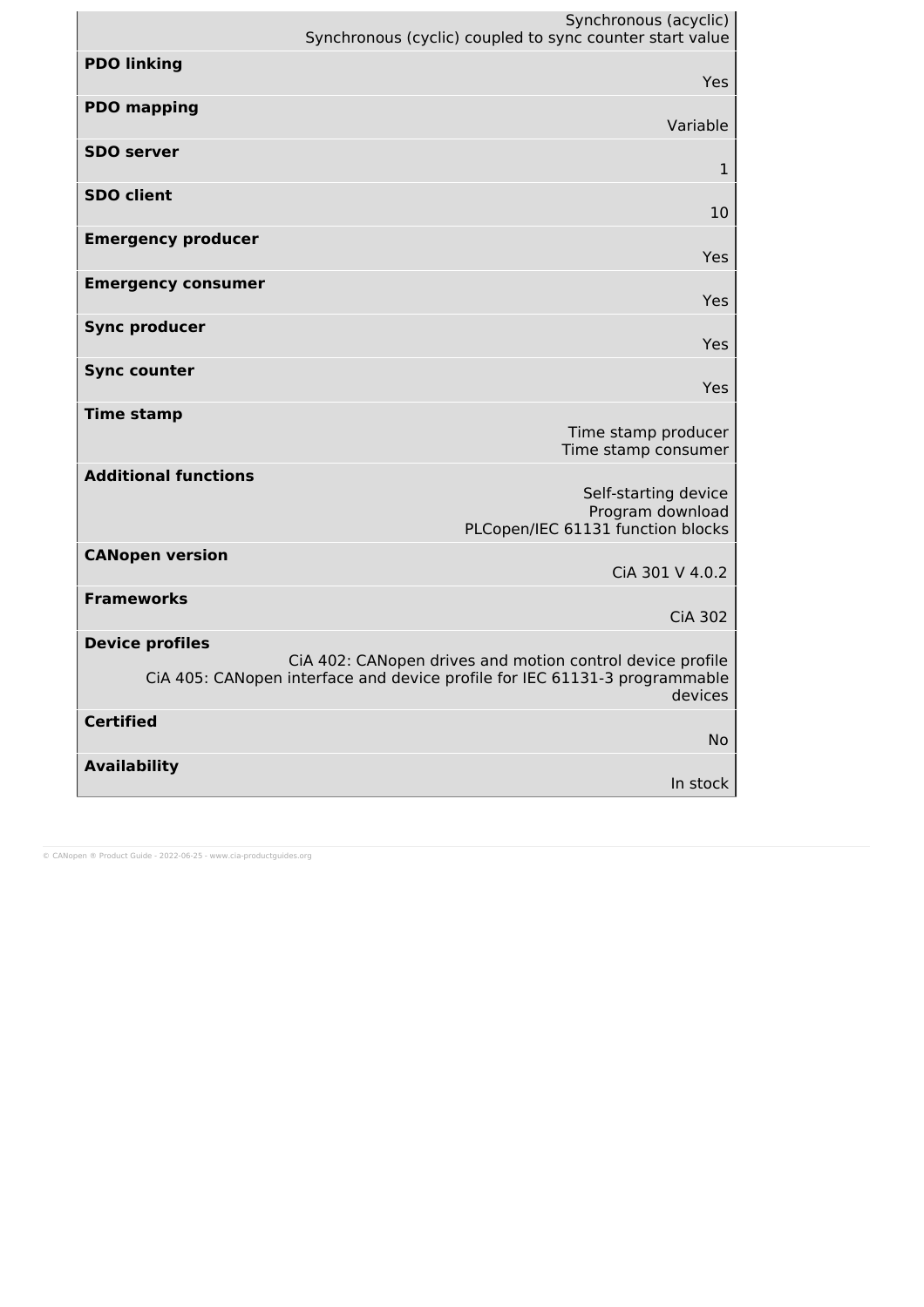| | |
|---|---|
| | Synchronous (acyclic)<br>Synchronous (cyclic) coupled to sync counter start value |
| **PDO linking** | Yes |
| **PDO mapping** | Variable |
| **SDO server** | 1 |
| **SDO client** | 10 |
| **Emergency producer** | Yes |
| **Emergency consumer** | Yes |
| **Sync producer** | Yes |
| **Sync counter** | Yes |
| **Time stamp** | Time stamp producer<br>Time stamp consumer |
| **Additional functions** | Self-starting device<br>Program download<br>PLCopen/IEC 61131 function blocks |
| **CANopen version** | CiA 301 V 4.0.2 |
| **Frameworks** | CiA 302 |
| **Device profiles** | CiA 402: CANopen drives and motion control device profile<br>CiA 405: CANopen interface and device profile for IEC 61131-3 programmable devices |
| **Certified** | No |
| **Availability** | In stock |

© CANopen ® Product Guide - 2022-06-25 - www.cia-productguides.org